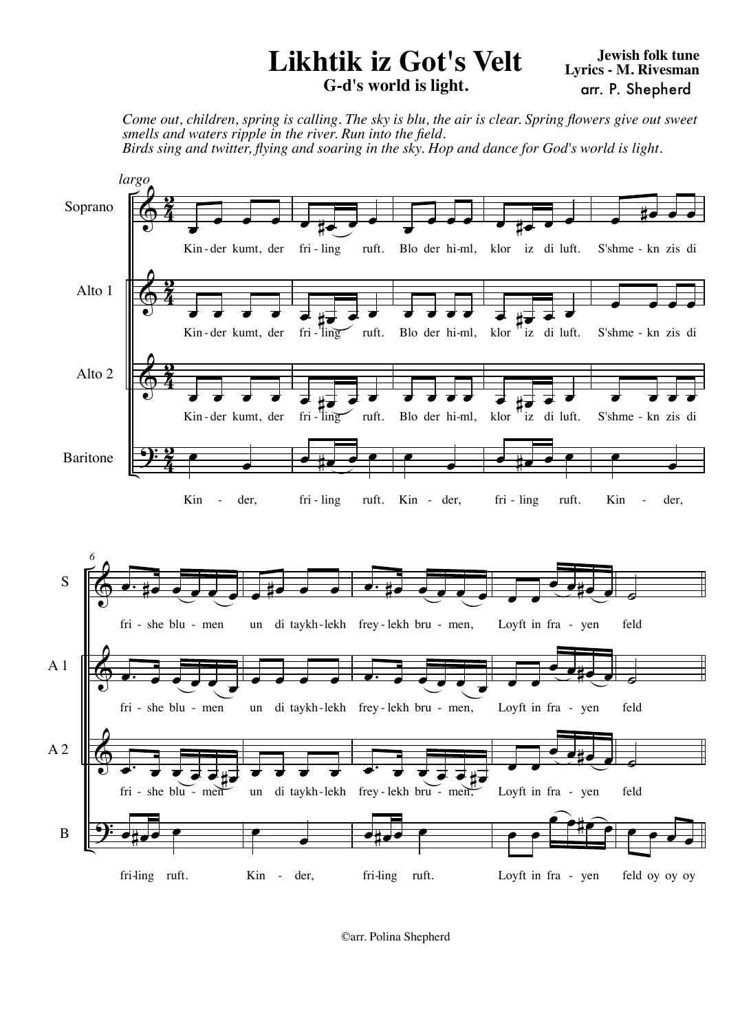# Likhtik iz Got's Velt

**G-d's world is light.**

**Jewish folk tune**
**Lyrics - M. Rivesman**
arr. P. Shepherd

*Come out, children, spring is calling. The sky is blu, the air is clear. Spring flowers give out sweet smells and waters ripple in the river. Run into the field.*
*Birds sing and twitter, flying and soaring in the sky. Hop and dance for God's world is light.*

*largo*

Soprano: Kin-der kumt, der fri-ling ruft. Blo der hi-ml, klor iz di luft. S'shme-kn zis di fri-she blu-men un di taykh-lekh frey-lekh bru-men, Loyft in fra-yen feld

Alto 1: Kin-der kumt, der fri-ling ruft. Blo der hi-ml, klor iz di luft. S'shme-kn zis di fri-she blu-men un di taykh-lekh frey-lekh bru-men, Loyft in fra-yen feld

Alto 2: Kin-der kumt, der fri-ling ruft. Blo der hi-ml, klor iz di luft. S'shme-kn zis di fri-she blu-men un di taykh-lekh frey-lekh bru-men, Loyft in fra-yen feld

Baritone: Kin-der, fri-ling ruft. Kin-der, fri-ling ruft. Kin-der, fri-ling ruft. Kin-der, fri-ling ruft. Loyft in fra-yen feld oy oy oy

©arr. Polina Shepherd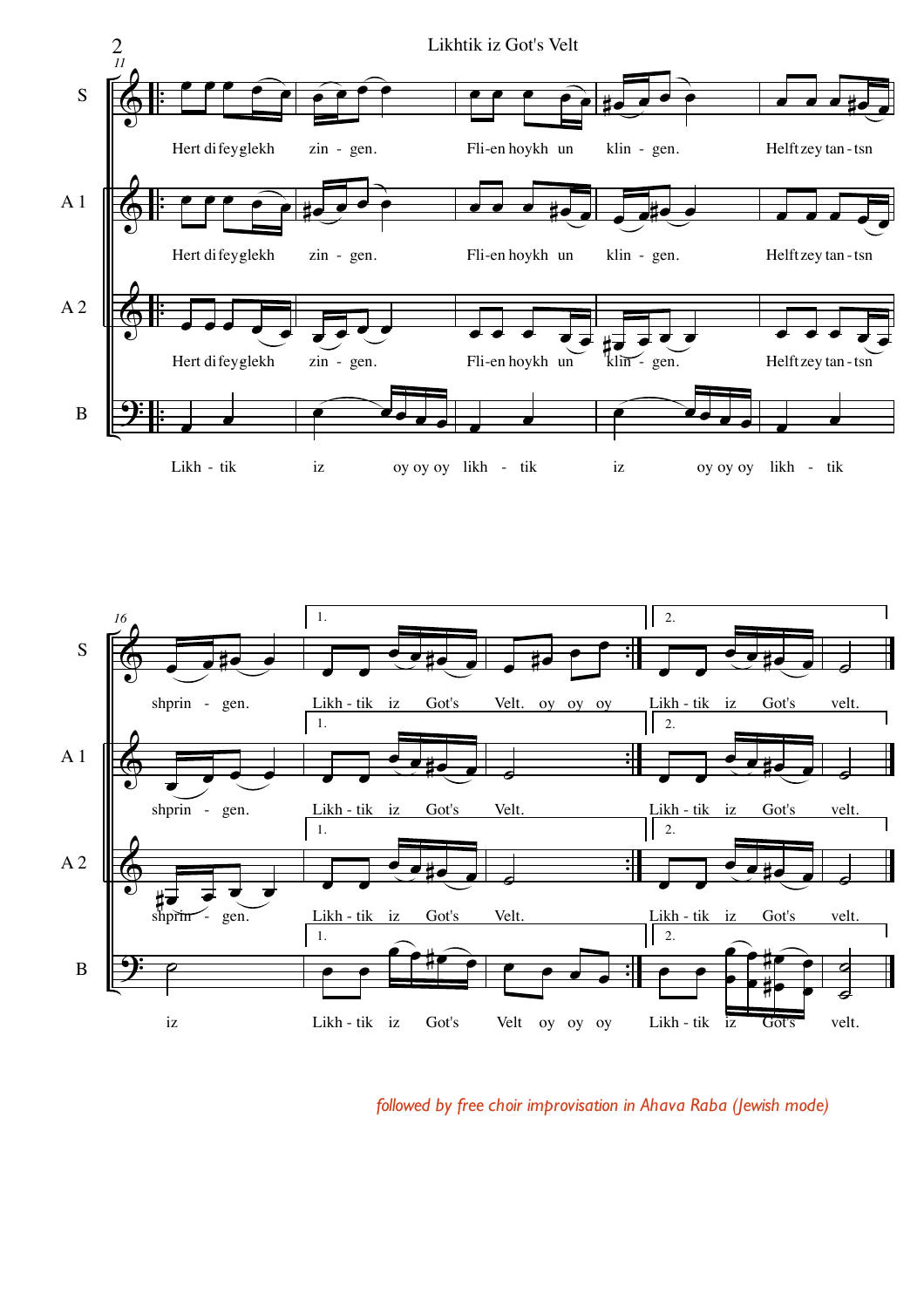*followed by free choir improvisation in Ahava Raba (Jewish mode)*